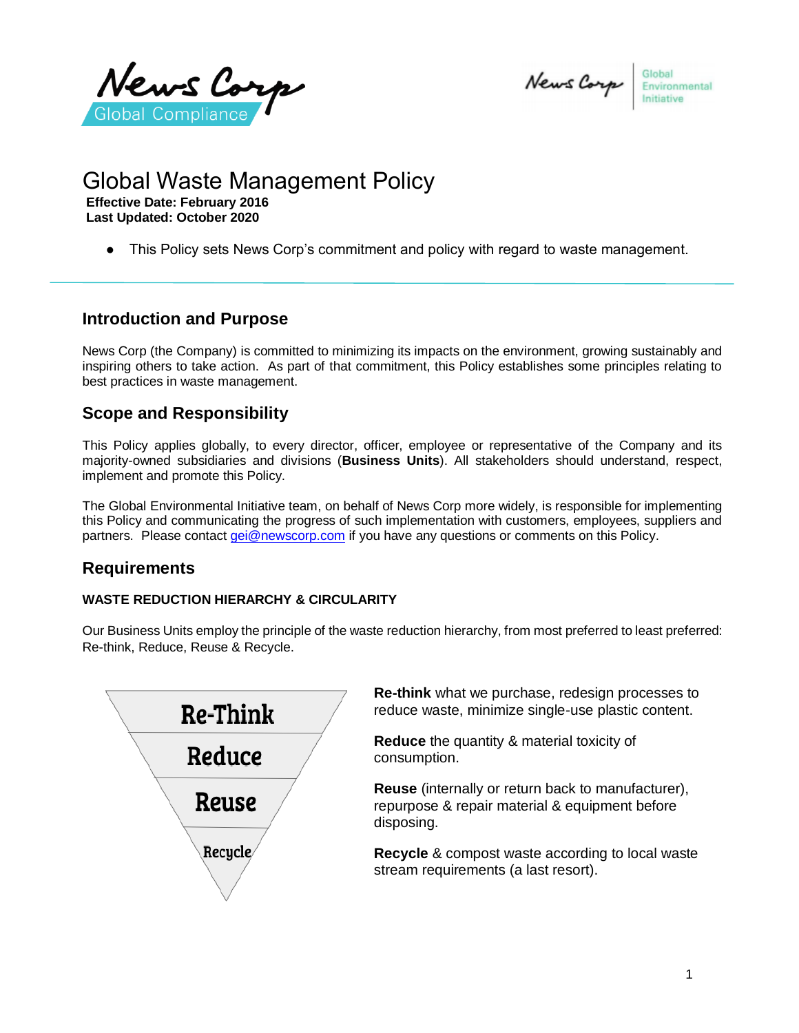# Global Waste Management Policy

**Effective Date: February 2016**
**Last Updated: October 2020**

- This Policy sets News Corp's commitment and policy with regard to waste management.

## Introduction and Purpose

News Corp (the Company) is committed to minimizing its impacts on the environment, growing sustainably and inspiring others to take action. As part of that commitment, this Policy establishes some principles relating to best practices in waste management.

## Scope and Responsibility

This Policy applies globally, to every director, officer, employee or representative of the Company and its majority-owned subsidiaries and divisions (**Business Units**). All stakeholders should understand, respect, implement and promote this Policy.

The Global Environmental Initiative team, on behalf of News Corp more widely, is responsible for implementing this Policy and communicating the progress of such implementation with customers, employees, suppliers and partners. Please contact gei@newscorp.com if you have any questions or comments on this Policy.

## Requirements

### WASTE REDUCTION HIERARCHY & CIRCULARITY

Our Business Units employ the principle of the waste reduction hierarchy, from most preferred to least preferred: Re-think, Reduce, Reuse & Recycle.

Re-Think
Reduce
Reuse
Recycle

**Re-think** what we purchase, redesign processes to reduce waste, minimize single-use plastic content.

**Reduce** the quantity & material toxicity of consumption.

**Reuse** (internally or return back to manufacturer), repurpose & repair material & equipment before disposing.

**Recycle** & compost waste according to local waste stream requirements (a last resort).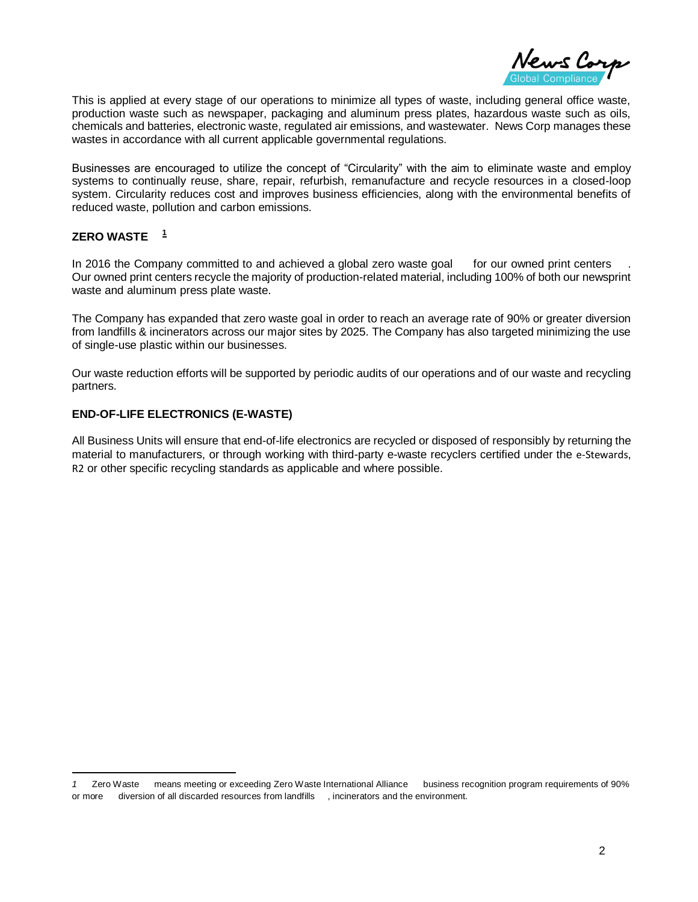This is applied at every stage of our operations to minimize all types of waste, including general office waste, production waste such as newspaper, packaging and aluminum press plates, hazardous waste such as oils, chemicals and batteries, electronic waste, regulated air emissions, and wastewater. News Corp manages these wastes in accordance with all current applicable governmental regulations.

Businesses are encouraged to utilize the concept of "Circularity" with the aim to eliminate waste and employ systems to continually reuse, share, repair, refurbish, remanufacture and recycle resources in a closed-loop system. Circularity reduces cost and improves business efficiencies, along with the environmental benefits of reduced waste, pollution and carbon emissions.

### ZERO WASTE [1]

In 2016 the Company committed to and achieved a global zero waste goal for our owned print centers. Our owned print centers recycle the majority of production-related material, including 100% of both our newsprint waste and aluminum press plate waste.

The Company has expanded that zero waste goal in order to reach an average rate of 90% or greater diversion from landfills & incinerators across our major sites by 2025. The Company has also targeted minimizing the use of single-use plastic within our businesses.

Our waste reduction efforts will be supported by periodic audits of our operations and of our waste and recycling partners.

### END-OF-LIFE ELECTRONICS (E-WASTE)

All Business Units will ensure that end-of-life electronics are recycled or disposed of responsibly by returning the material to manufacturers, or through working with third-party e-waste recyclers certified under the e-Stewards, R2 or other specific recycling standards as applicable and where possible.

---

*1* Zero Waste means meeting or exceeding Zero Waste International Alliance business recognition program requirements of 90% or more diversion of all discarded resources from landfills, incinerators and the environment.